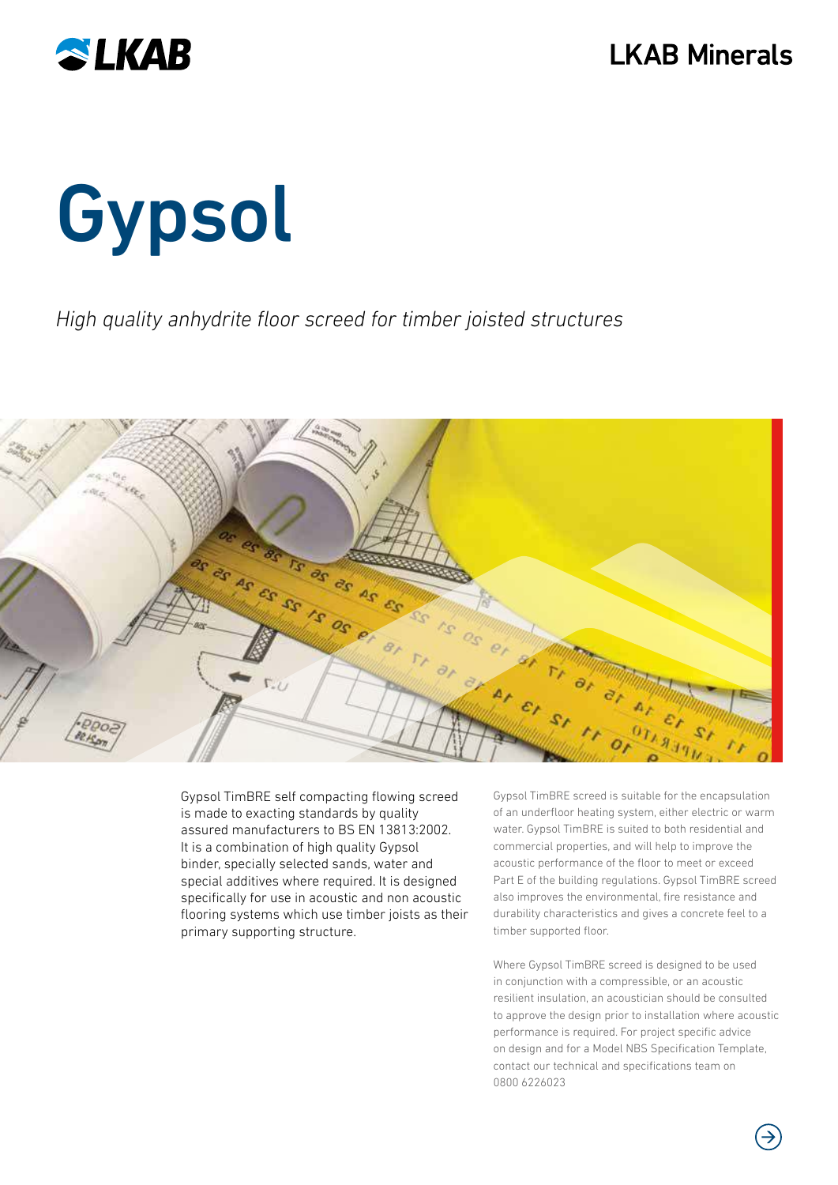LKAB

LKAB Minerals

# Gypsol

*High quality anhydrite floor screed for timber joisted structures*

Gypsol TimBRE self compacting flowing screed is made to exacting standards by quality assured manufacturers to BS EN 13813:2002. It is a combination of high quality Gypsol binder, specially selected sands, water and special additives where required. It is designed specifically for use in acoustic and non acoustic flooring systems which use timber joists as their primary supporting structure.

Gypsol TimBRE screed is suitable for the encapsulation of an underfloor heating system, either electric or warm water. Gypsol TimBRE is suited to both residential and commercial properties, and will help to improve the acoustic performance of the floor to meet or exceed Part E of the building regulations. Gypsol TimBRE screed also improves the environmental, fire resistance and durability characteristics and gives a concrete feel to a timber supported floor.

Where Gypsol TimBRE screed is designed to be used in conjunction with a compressible, or an acoustic resilient insulation, an acoustician should be consulted to approve the design prior to installation where acoustic performance is required. For project specific advice on design and for a Model NBS Specification Template, contact our technical and specifications team on 0800 6226023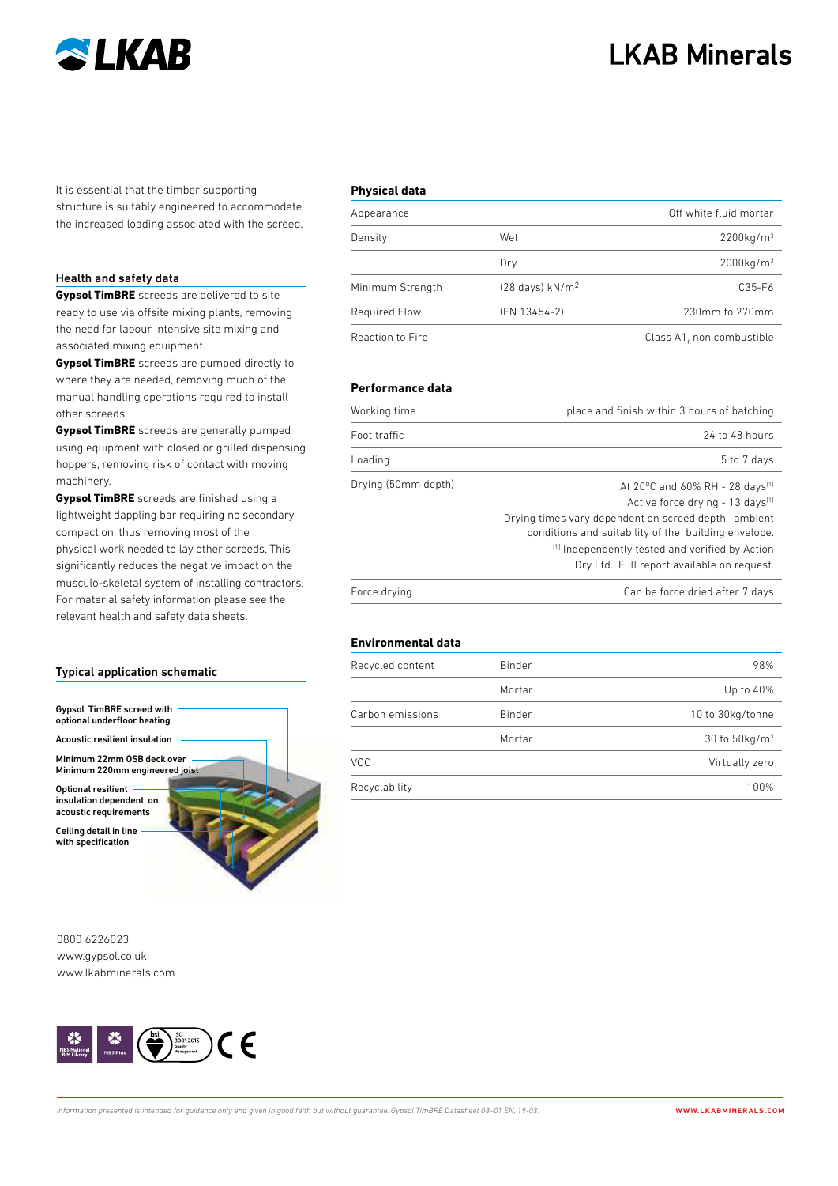It is essential that the timber supporting structure is suitably engineered to accommodate the increased loading associated with the screed.

## Health and safety data

**Gypsol TimBRE** screeds are delivered to site ready to use via offsite mixing plants, removing the need for labour intensive site mixing and associated mixing equipment.

**Gypsol TimBRE** screeds are pumped directly to where they are needed, removing much of the manual handling operations required to install other screeds.

**Gypsol TimBRE** screeds are generally pumped using equipment with closed or grilled dispensing hoppers, removing risk of contact with moving machinery.

**Gypsol TimBRE** screeds are finished using a lightweight dappling bar requiring no secondary compaction, thus removing most of the physical work needed to lay other screeds. This significantly reduces the negative impact on the musculo-skeletal system of installing contractors.

For material safety information please see the relevant health and safety data sheets.

## Typical application schematic

Gypsol TimBRE screed with optional underfloor heating

Acoustic resilient insulation

Minimum 22mm OSB deck over
Minimum 220mm engineered joist

Optional resilient insulation dependent on acoustic requirements

Ceiling detail in line with specification

## Physical data

| | | |
|---|---|---|
| Appearance | | Off white fluid mortar |
| Density | Wet | 2200kg/m$^3$ |
| | Dry | 2000kg/m$^3$ |
| Minimum Strength | (28 days) kN/m$^2$ | C35-F6 |
| Required Flow | (EN 13454-2) | 230mm to 270mm |
| Reaction to Fire | | Class A1$_{fl}$ non combustible |

## Performance data

| | |
|---|---|
| Working time | place and finish within 3 hours of batching |
| Foot traffic | 24 to 48 hours |
| Loading | 5 to 7 days |
| Drying (50mm depth) | At 20°C and 60% RH - 28 days[1] Active force drying - 13 days[1] Drying times vary dependent on screed depth, ambient conditions and suitability of the building envelope. [1] Independently tested and verified by Action Dry Ltd. Full report available on request. |
| Force drying | Can be force dried after 7 days |

## Environmental data

| | | |
|---|---|---|
| Recycled content | Binder | 98% |
| | Mortar | Up to 40% |
| Carbon emissions | Binder | 10 to 30kg/tonne |
| | Mortar | 30 to 50kg/m$^3$ |
| VOC | | Virtually zero |
| Recyclability | | 100% |

0800 6226023
www.gypsol.co.uk
www.lkabminerals.com

*Information presented is intended for guidance only and given in good faith but without guarantee. Gypsol TimBRE Datasheet 08-01 EN, 19-03.*